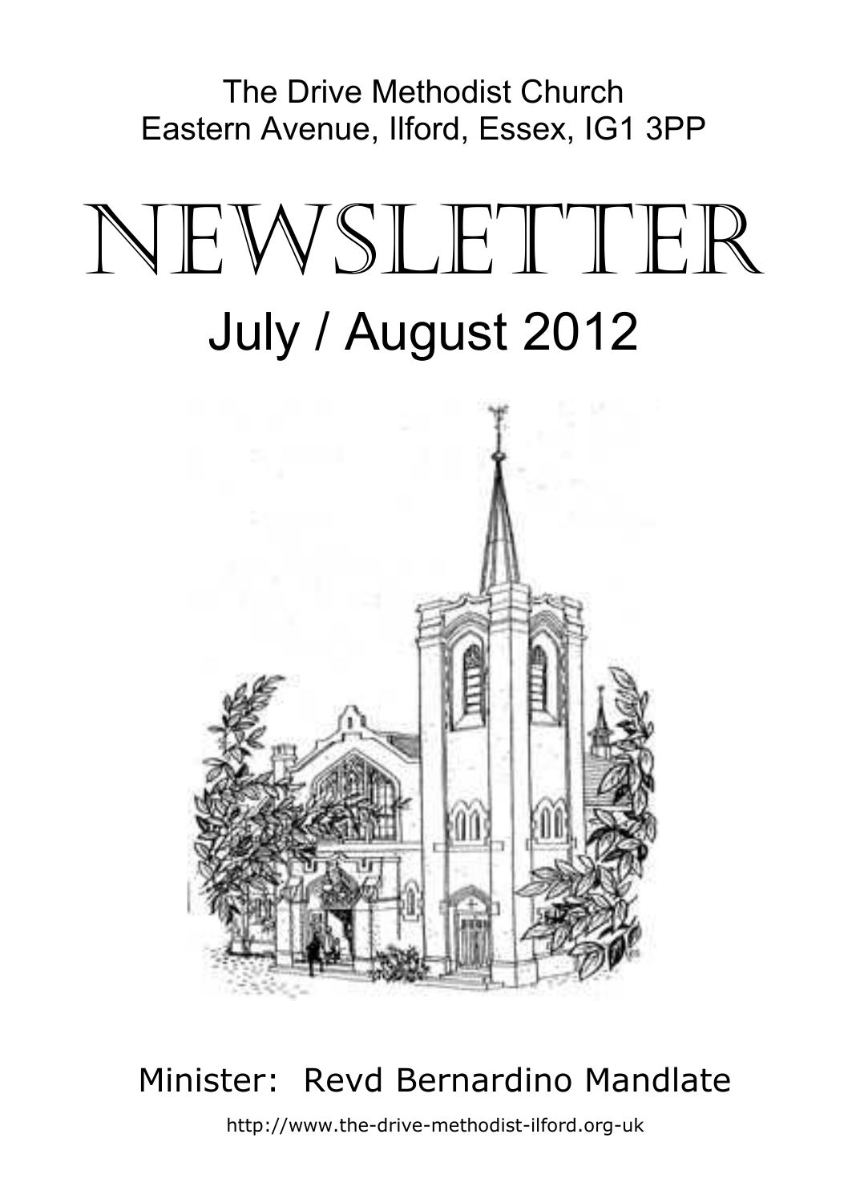The Drive Methodist Church
Eastern Avenue, Ilford, Essex, IG1 3PP

# NEWSLETTER

## July / August 2012

Minister: Revd Bernardino Mandlate

http://www.the-drive-methodist-ilford.org-uk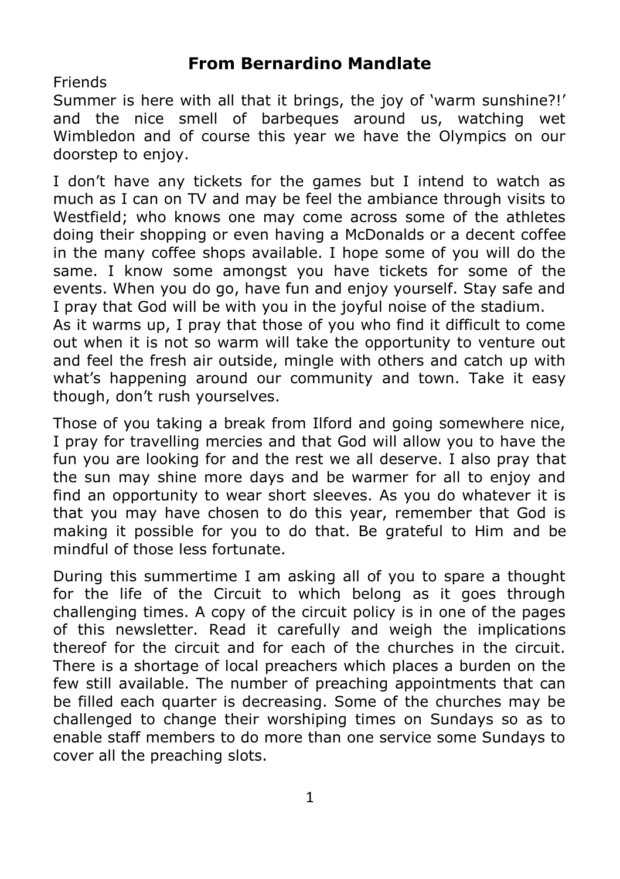## From Bernardino Mandlate

Friends
Summer is here with all that it brings, the joy of 'warm sunshine?!' and the nice smell of barbeques around us, watching wet Wimbledon and of course this year we have the Olympics on our doorstep to enjoy.

I don't have any tickets for the games but I intend to watch as much as I can on TV and may be feel the ambiance through visits to Westfield; who knows one may come across some of the athletes doing their shopping or even having a McDonalds or a decent coffee in the many coffee shops available. I hope some of you will do the same. I know some amongst you have tickets for some of the events. When you do go, have fun and enjoy yourself. Stay safe and I pray that God will be with you in the joyful noise of the stadium.
As it warms up, I pray that those of you who find it difficult to come out when it is not so warm will take the opportunity to venture out and feel the fresh air outside, mingle with others and catch up with what's happening around our community and town. Take it easy though, don't rush yourselves.

Those of you taking a break from Ilford and going somewhere nice, I pray for travelling mercies and that God will allow you to have the fun you are looking for and the rest we all deserve. I also pray that the sun may shine more days and be warmer for all to enjoy and find an opportunity to wear short sleeves. As you do whatever it is that you may have chosen to do this year, remember that God is making it possible for you to do that. Be grateful to Him and be mindful of those less fortunate.

During this summertime I am asking all of you to spare a thought for the life of the Circuit to which belong as it goes through challenging times. A copy of the circuit policy is in one of the pages of this newsletter. Read it carefully and weigh the implications thereof for the circuit and for each of the churches in the circuit. There is a shortage of local preachers which places a burden on the few still available. The number of preaching appointments that can be filled each quarter is decreasing. Some of the churches may be challenged to change their worshiping times on Sundays so as to enable staff members to do more than one service some Sundays to cover all the preaching slots.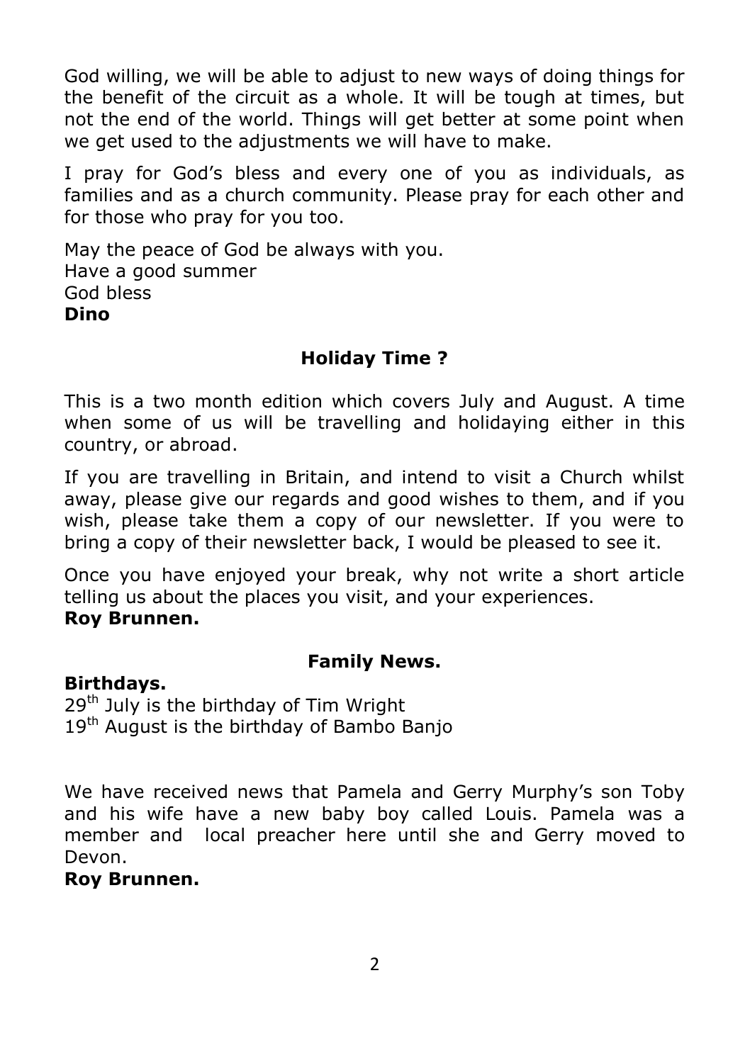God willing, we will be able to adjust to new ways of doing things for the benefit of the circuit as a whole. It will be tough at times, but not the end of the world. Things will get better at some point when we get used to the adjustments we will have to make.

I pray for God's bless and every one of you as individuals, as families and as a church community. Please pray for each other and for those who pray for you too.

May the peace of God be always with you.
Have a good summer
God bless
**Dino**

## Holiday Time ?

This is a two month edition which covers July and August. A time when some of us will be travelling and holidaying either in this country, or abroad.

If you are travelling in Britain, and intend to visit a Church whilst away, please give our regards and good wishes to them, and if you wish, please take them a copy of our newsletter. If you were to bring a copy of their newsletter back, I would be pleased to see it.

Once you have enjoyed your break, why not write a short article telling us about the places you visit, and your experiences.
**Roy Brunnen.**

## Family News.

**Birthdays.**
29th July is the birthday of Tim Wright
19th August is the birthday of Bambo Banjo

We have received news that Pamela and Gerry Murphy's son Toby and his wife have a new baby boy called Louis. Pamela was a member and local preacher here until she and Gerry moved to Devon.
**Roy Brunnen.**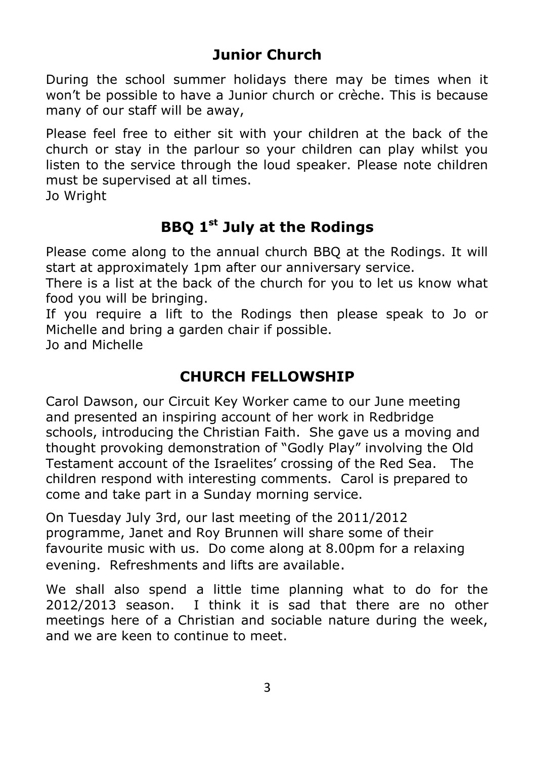## Junior Church

During the school summer holidays there may be times when it won't be possible to have a Junior church or crèche. This is because many of our staff will be away,

Please feel free to either sit with your children at the back of the church or stay in the parlour so your children can play whilst you listen to the service through the loud speaker. Please note children must be supervised at all times.
Jo Wright

## BBQ 1st July at the Rodings

Please come along to the annual church BBQ at the Rodings. It will start at approximately 1pm after our anniversary service.
There is a list at the back of the church for you to let us know what food you will be bringing.
If you require a lift to the Rodings then please speak to Jo or Michelle and bring a garden chair if possible.
Jo and Michelle

## CHURCH FELLOWSHIP

Carol Dawson, our Circuit Key Worker came to our June meeting and presented an inspiring account of her work in Redbridge schools, introducing the Christian Faith. She gave us a moving and thought provoking demonstration of "Godly Play" involving the Old Testament account of the Israelites' crossing of the Red Sea. The children respond with interesting comments. Carol is prepared to come and take part in a Sunday morning service.

On Tuesday July 3rd, our last meeting of the 2011/2012 programme, Janet and Roy Brunnen will share some of their favourite music with us. Do come along at 8.00pm for a relaxing evening. Refreshments and lifts are available.

We shall also spend a little time planning what to do for the 2012/2013 season. I think it is sad that there are no other meetings here of a Christian and sociable nature during the week, and we are keen to continue to meet.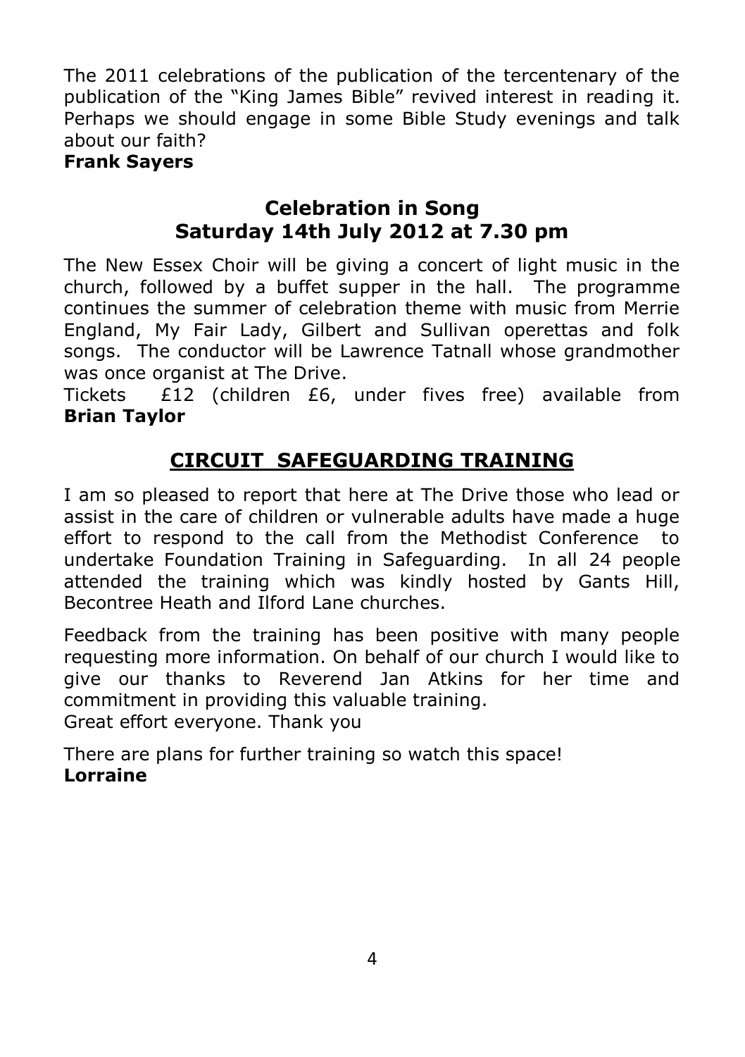The 2011 celebrations of the publication of the tercentenary of the publication of the "King James Bible" revived interest in reading it. Perhaps we should engage in some Bible Study evenings and talk about our faith?

**Frank Sayers**

## Celebration in Song
## Saturday 14th July 2012 at 7.30 pm

The New Essex Choir will be giving a concert of light music in the church, followed by a buffet supper in the hall. The programme continues the summer of celebration theme with music from Merrie England, My Fair Lady, Gilbert and Sullivan operettas and folk songs. The conductor will be Lawrence Tatnall whose grandmother was once organist at The Drive.

Tickets £12 (children £6, under fives free) available from **Brian Taylor**

## CIRCUIT SAFEGUARDING TRAINING

I am so pleased to report that here at The Drive those who lead or assist in the care of children or vulnerable adults have made a huge effort to respond to the call from the Methodist Conference to undertake Foundation Training in Safeguarding. In all 24 people attended the training which was kindly hosted by Gants Hill, Becontree Heath and Ilford Lane churches.

Feedback from the training has been positive with many people requesting more information. On behalf of our church I would like to give our thanks to Reverend Jan Atkins for her time and commitment in providing this valuable training.

Great effort everyone. Thank you

There are plans for further training so watch this space!

**Lorraine**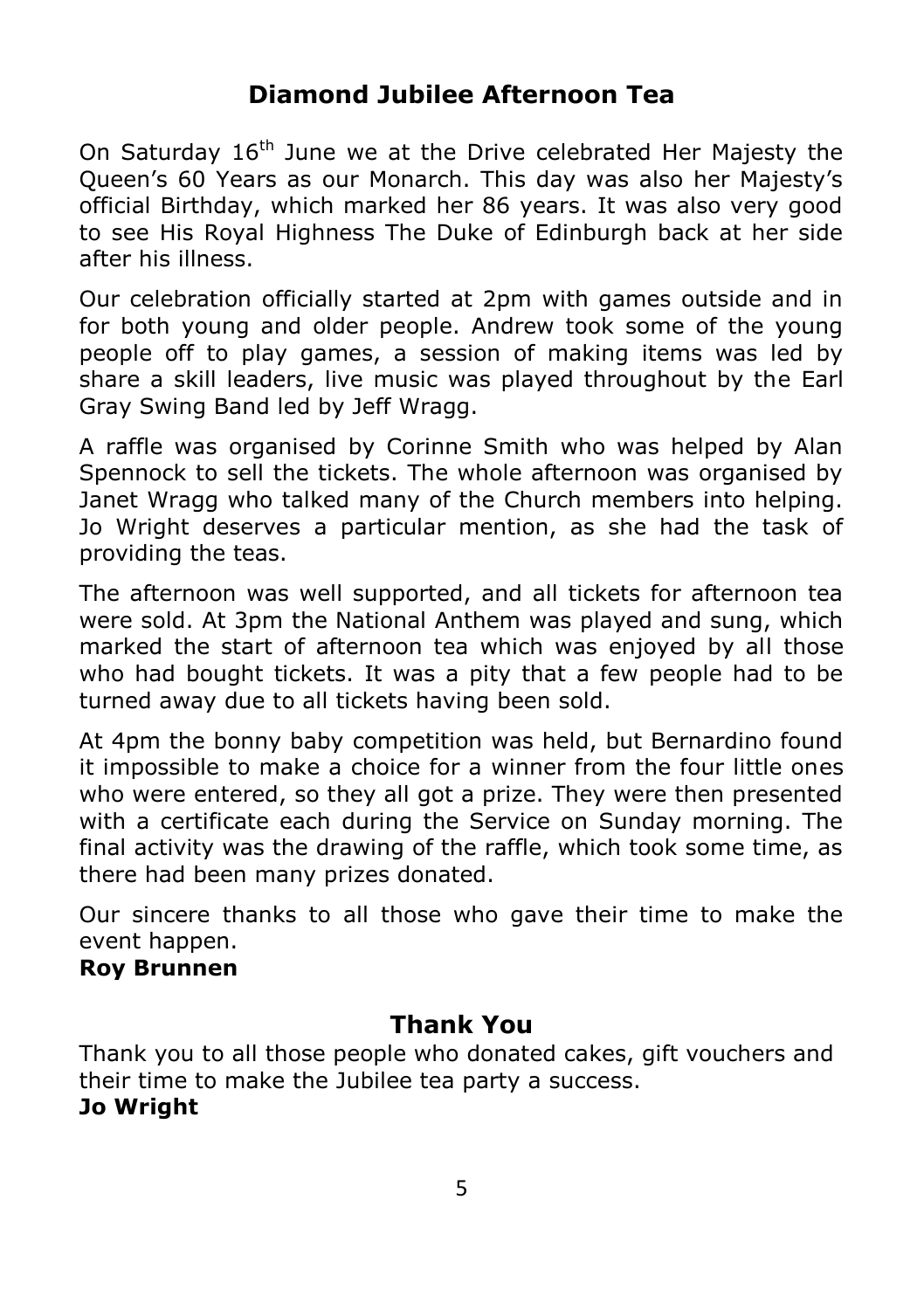## Diamond Jubilee Afternoon Tea

On Saturday 16th June we at the Drive celebrated Her Majesty the Queen's 60 Years as our Monarch. This day was also her Majesty's official Birthday, which marked her 86 years. It was also very good to see His Royal Highness The Duke of Edinburgh back at her side after his illness.

Our celebration officially started at 2pm with games outside and in for both young and older people. Andrew took some of the young people off to play games, a session of making items was led by share a skill leaders, live music was played throughout by the Earl Gray Swing Band led by Jeff Wragg.

A raffle was organised by Corinne Smith who was helped by Alan Spennock to sell the tickets. The whole afternoon was organised by Janet Wragg who talked many of the Church members into helping. Jo Wright deserves a particular mention, as she had the task of providing the teas.

The afternoon was well supported, and all tickets for afternoon tea were sold. At 3pm the National Anthem was played and sung, which marked the start of afternoon tea which was enjoyed by all those who had bought tickets. It was a pity that a few people had to be turned away due to all tickets having been sold.

At 4pm the bonny baby competition was held, but Bernardino found it impossible to make a choice for a winner from the four little ones who were entered, so they all got a prize. They were then presented with a certificate each during the Service on Sunday morning. The final activity was the drawing of the raffle, which took some time, as there had been many prizes donated.

Our sincere thanks to all those who gave their time to make the event happen.

**Roy Brunnen**

## Thank You

Thank you to all those people who donated cakes, gift vouchers and their time to make the Jubilee tea party a success.

**Jo Wright**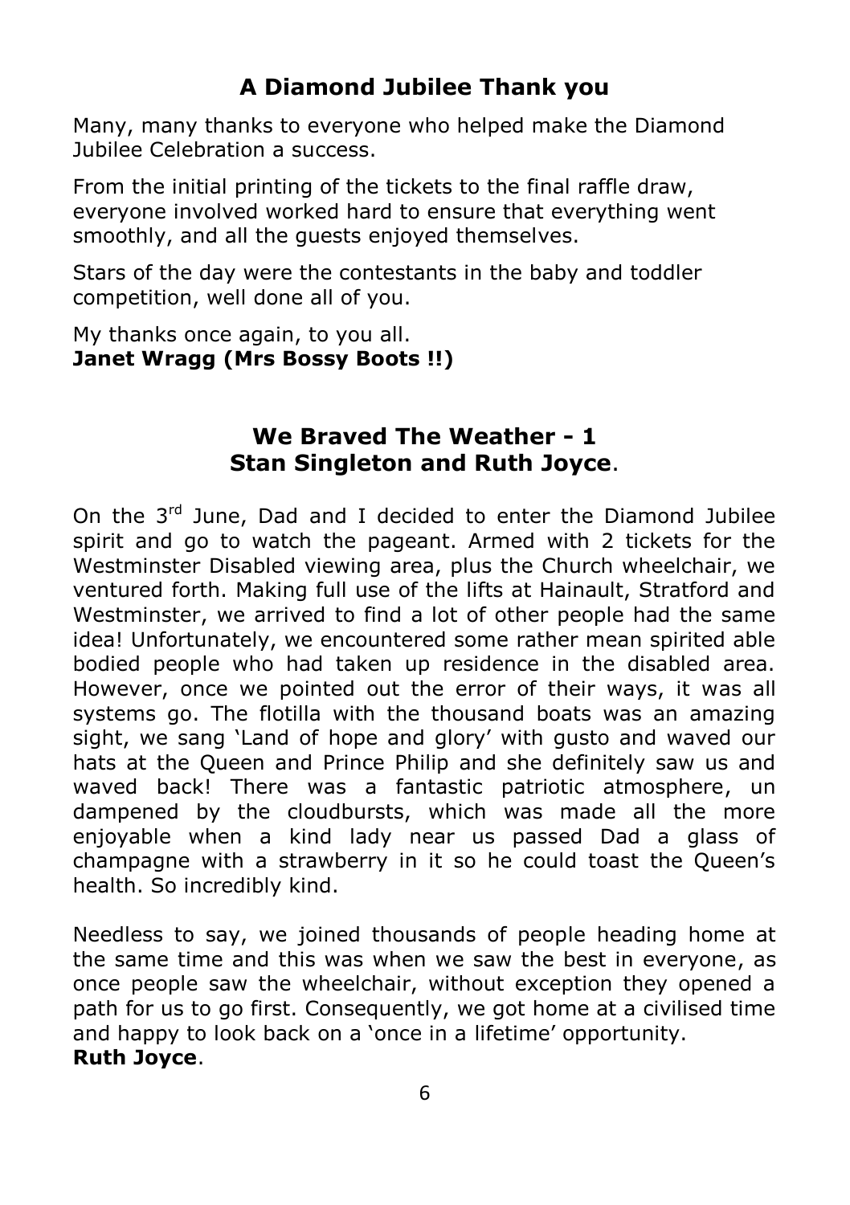## A Diamond Jubilee Thank you

Many, many thanks to everyone who helped make the Diamond Jubilee Celebration a success.

From the initial printing of the tickets to the final raffle draw, everyone involved worked hard to ensure that everything went smoothly, and all the guests enjoyed themselves.

Stars of the day were the contestants in the baby and toddler competition, well done all of you.

My thanks once again, to you all.
**Janet Wragg (Mrs Bossy Boots !!)**

## We Braved The Weather - 1
## Stan Singleton and Ruth Joyce.

On the 3rd June, Dad and I decided to enter the Diamond Jubilee spirit and go to watch the pageant. Armed with 2 tickets for the Westminster Disabled viewing area, plus the Church wheelchair, we ventured forth. Making full use of the lifts at Hainault, Stratford and Westminster, we arrived to find a lot of other people had the same idea! Unfortunately, we encountered some rather mean spirited able bodied people who had taken up residence in the disabled area. However, once we pointed out the error of their ways, it was all systems go. The flotilla with the thousand boats was an amazing sight, we sang 'Land of hope and glory' with gusto and waved our hats at the Queen and Prince Philip and she definitely saw us and waved back! There was a fantastic patriotic atmosphere, un dampened by the cloudbursts, which was made all the more enjoyable when a kind lady near us passed Dad a glass of champagne with a strawberry in it so he could toast the Queen's health. So incredibly kind.

Needless to say, we joined thousands of people heading home at the same time and this was when we saw the best in everyone, as once people saw the wheelchair, without exception they opened a path for us to go first. Consequently, we got home at a civilised time and happy to look back on a 'once in a lifetime' opportunity.
**Ruth Joyce**.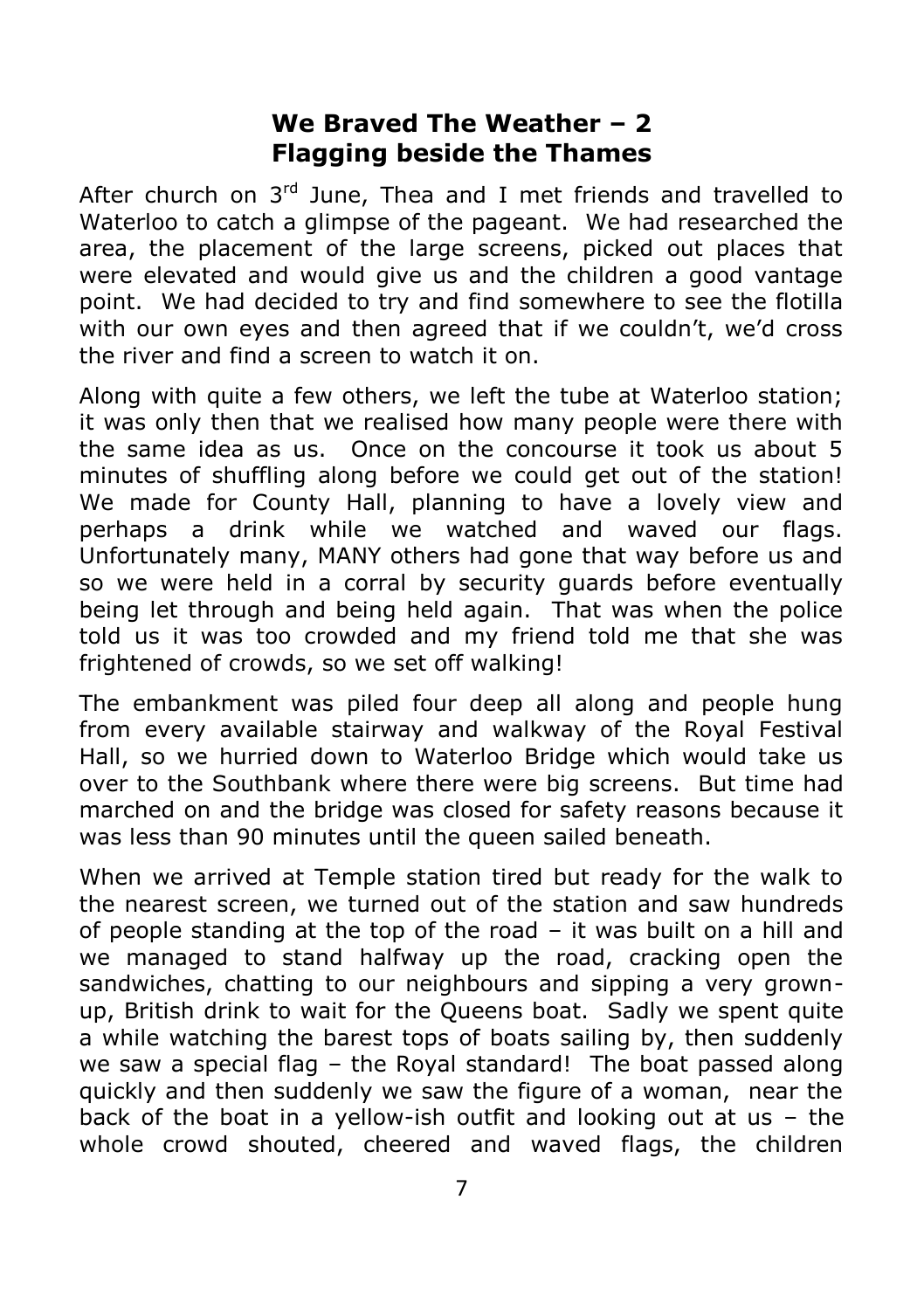## We Braved The Weather – 2
## Flagging beside the Thames

After church on 3rd June, Thea and I met friends and travelled to Waterloo to catch a glimpse of the pageant. We had researched the area, the placement of the large screens, picked out places that were elevated and would give us and the children a good vantage point. We had decided to try and find somewhere to see the flotilla with our own eyes and then agreed that if we couldn't, we'd cross the river and find a screen to watch it on.

Along with quite a few others, we left the tube at Waterloo station; it was only then that we realised how many people were there with the same idea as us. Once on the concourse it took us about 5 minutes of shuffling along before we could get out of the station! We made for County Hall, planning to have a lovely view and perhaps a drink while we watched and waved our flags. Unfortunately many, MANY others had gone that way before us and so we were held in a corral by security guards before eventually being let through and being held again. That was when the police told us it was too crowded and my friend told me that she was frightened of crowds, so we set off walking!

The embankment was piled four deep all along and people hung from every available stairway and walkway of the Royal Festival Hall, so we hurried down to Waterloo Bridge which would take us over to the Southbank where there were big screens. But time had marched on and the bridge was closed for safety reasons because it was less than 90 minutes until the queen sailed beneath.

When we arrived at Temple station tired but ready for the walk to the nearest screen, we turned out of the station and saw hundreds of people standing at the top of the road – it was built on a hill and we managed to stand halfway up the road, cracking open the sandwiches, chatting to our neighbours and sipping a very grown-up, British drink to wait for the Queens boat. Sadly we spent quite a while watching the barest tops of boats sailing by, then suddenly we saw a special flag – the Royal standard! The boat passed along quickly and then suddenly we saw the figure of a woman, near the back of the boat in a yellow-ish outfit and looking out at us – the whole crowd shouted, cheered and waved flags, the children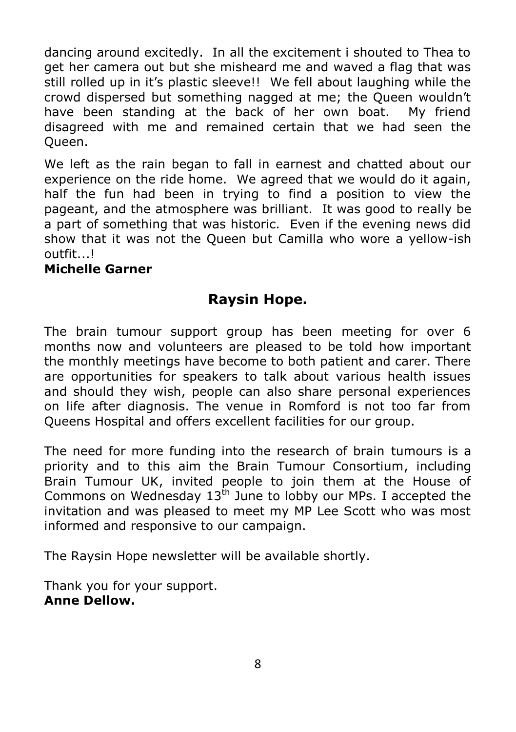dancing around excitedly. In all the excitement i shouted to Thea to get her camera out but she misheard me and waved a flag that was still rolled up in it's plastic sleeve!! We fell about laughing while the crowd dispersed but something nagged at me; the Queen wouldn't have been standing at the back of her own boat. My friend disagreed with me and remained certain that we had seen the Queen.

We left as the rain began to fall in earnest and chatted about our experience on the ride home. We agreed that we would do it again, half the fun had been in trying to find a position to view the pageant, and the atmosphere was brilliant. It was good to really be a part of something that was historic. Even if the evening news did show that it was not the Queen but Camilla who wore a yellow-ish outfit...!

**Michelle Garner**

## Raysin Hope.

The brain tumour support group has been meeting for over 6 months now and volunteers are pleased to be told how important the monthly meetings have become to both patient and carer. There are opportunities for speakers to talk about various health issues and should they wish, people can also share personal experiences on life after diagnosis. The venue in Romford is not too far from Queens Hospital and offers excellent facilities for our group.

The need for more funding into the research of brain tumours is a priority and to this aim the Brain Tumour Consortium, including Brain Tumour UK, invited people to join them at the House of Commons on Wednesday 13th June to lobby our MPs. I accepted the invitation and was pleased to meet my MP Lee Scott who was most informed and responsive to our campaign.

The Raysin Hope newsletter will be available shortly.

Thank you for your support.
**Anne Dellow.**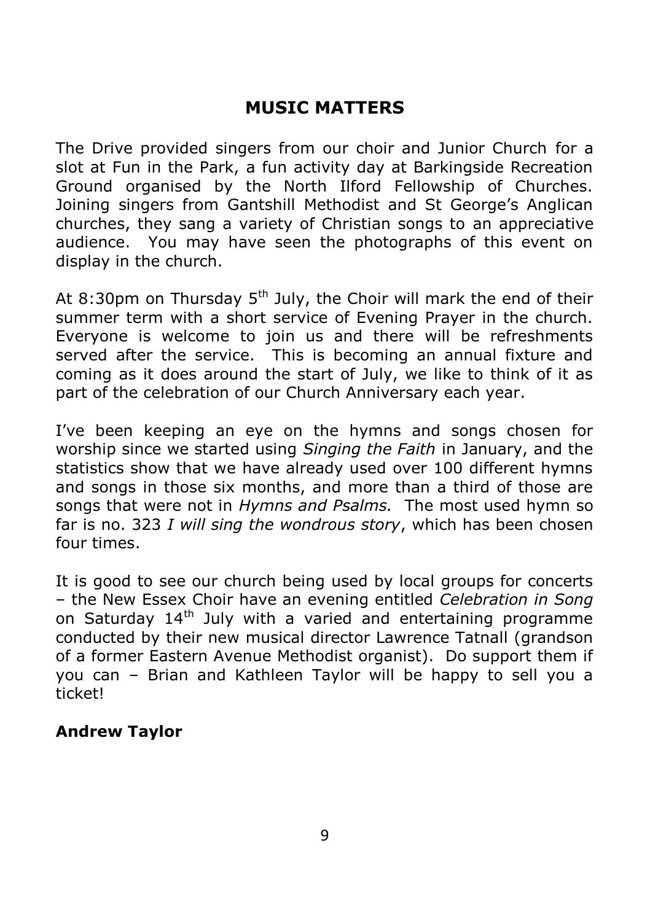# MUSIC MATTERS

The Drive provided singers from our choir and Junior Church for a slot at Fun in the Park, a fun activity day at Barkingside Recreation Ground organised by the North Ilford Fellowship of Churches. Joining singers from Gantshill Methodist and St George's Anglican churches, they sang a variety of Christian songs to an appreciative audience. You may have seen the photographs of this event on display in the church.

At 8:30pm on Thursday 5th July, the Choir will mark the end of their summer term with a short service of Evening Prayer in the church. Everyone is welcome to join us and there will be refreshments served after the service. This is becoming an annual fixture and coming as it does around the start of July, we like to think of it as part of the celebration of our Church Anniversary each year.

I've been keeping an eye on the hymns and songs chosen for worship since we started using *Singing the Faith* in January, and the statistics show that we have already used over 100 different hymns and songs in those six months, and more than a third of those are songs that were not in *Hymns and Psalms.* The most used hymn so far is no. 323 *I will sing the wondrous story*, which has been chosen four times.

It is good to see our church being used by local groups for concerts – the New Essex Choir have an evening entitled *Celebration in Song* on Saturday 14th July with a varied and entertaining programme conducted by their new musical director Lawrence Tatnall (grandson of a former Eastern Avenue Methodist organist). Do support them if you can – Brian and Kathleen Taylor will be happy to sell you a ticket!

**Andrew Taylor**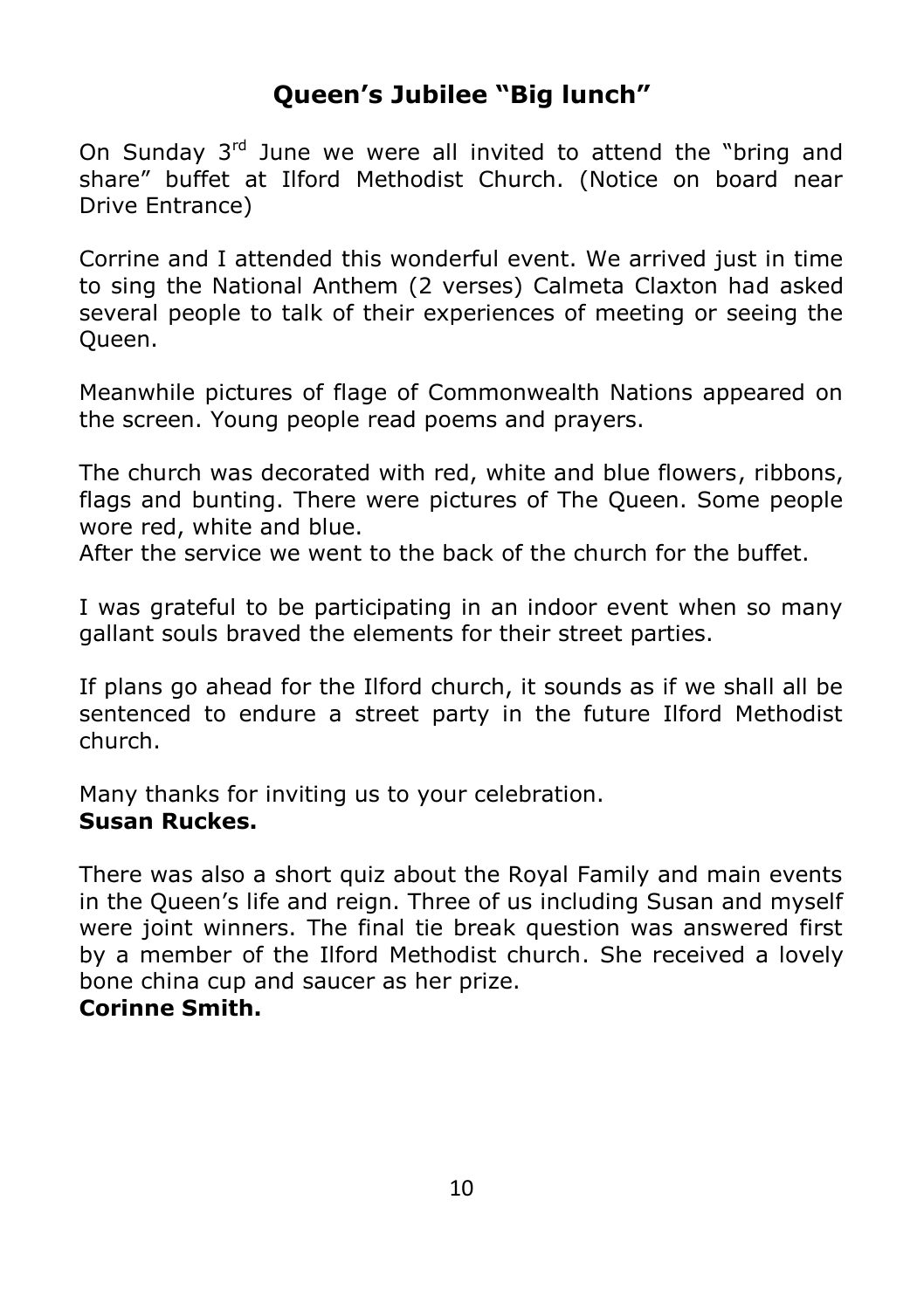# Queen's Jubilee "Big lunch"

On Sunday 3rd June we were all invited to attend the "bring and share" buffet at Ilford Methodist Church. (Notice on board near Drive Entrance)

Corrine and I attended this wonderful event. We arrived just in time to sing the National Anthem (2 verses) Calmeta Claxton had asked several people to talk of their experiences of meeting or seeing the Queen.

Meanwhile pictures of flage of Commonwealth Nations appeared on the screen. Young people read poems and prayers.

The church was decorated with red, white and blue flowers, ribbons, flags and bunting. There were pictures of The Queen. Some people wore red, white and blue.
After the service we went to the back of the church for the buffet.

I was grateful to be participating in an indoor event when so many gallant souls braved the elements for their street parties.

If plans go ahead for the Ilford church, it sounds as if we shall all be sentenced to endure a street party in the future Ilford Methodist church.

Many thanks for inviting us to your celebration.
**Susan Ruckes.**

There was also a short quiz about the Royal Family and main events in the Queen's life and reign. Three of us including Susan and myself were joint winners. The final tie break question was answered first by a member of the Ilford Methodist church. She received a lovely bone china cup and saucer as her prize.
**Corinne Smith.**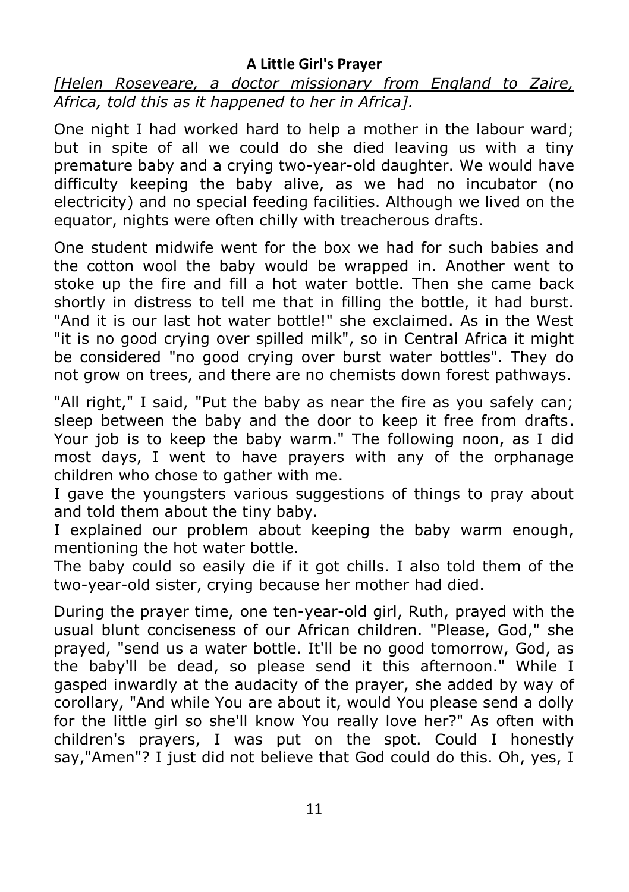**A Little Girl's Prayer**

*[Helen Roseveare, a doctor missionary from England to Zaire, Africa, told this as it happened to her in Africa].*

One night I had worked hard to help a mother in the labour ward; but in spite of all we could do she died leaving us with a tiny premature baby and a crying two-year-old daughter. We would have difficulty keeping the baby alive, as we had no incubator (no electricity) and no special feeding facilities. Although we lived on the equator, nights were often chilly with treacherous drafts.

One student midwife went for the box we had for such babies and the cotton wool the baby would be wrapped in. Another went to stoke up the fire and fill a hot water bottle. Then she came back shortly in distress to tell me that in filling the bottle, it had burst. "And it is our last hot water bottle!" she exclaimed. As in the West "it is no good crying over spilled milk", so in Central Africa it might be considered "no good crying over burst water bottles". They do not grow on trees, and there are no chemists down forest pathways.

"All right," I said, "Put the baby as near the fire as you safely can; sleep between the baby and the door to keep it free from drafts. Your job is to keep the baby warm." The following noon, as I did most days, I went to have prayers with any of the orphanage children who chose to gather with me.

I gave the youngsters various suggestions of things to pray about and told them about the tiny baby.

I explained our problem about keeping the baby warm enough, mentioning the hot water bottle.

The baby could so easily die if it got chills. I also told them of the two-year-old sister, crying because her mother had died.

During the prayer time, one ten-year-old girl, Ruth, prayed with the usual blunt conciseness of our African children. "Please, God," she prayed, "send us a water bottle. It'll be no good tomorrow, God, as the baby'll be dead, so please send it this afternoon." While I gasped inwardly at the audacity of the prayer, she added by way of corollary, "And while You are about it, would You please send a dolly for the little girl so she'll know You really love her?" As often with children's prayers, I was put on the spot. Could I honestly say,"Amen"? I just did not believe that God could do this. Oh, yes, I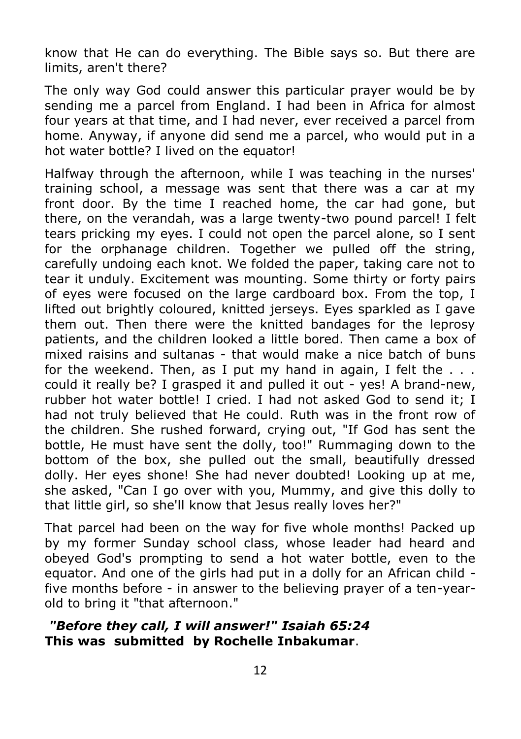know that He can do everything. The Bible says so. But there are limits, aren't there?

The only way God could answer this particular prayer would be by sending me a parcel from England. I had been in Africa for almost four years at that time, and I had never, ever received a parcel from home. Anyway, if anyone did send me a parcel, who would put in a hot water bottle? I lived on the equator!

Halfway through the afternoon, while I was teaching in the nurses' training school, a message was sent that there was a car at my front door. By the time I reached home, the car had gone, but there, on the verandah, was a large twenty-two pound parcel! I felt tears pricking my eyes. I could not open the parcel alone, so I sent for the orphanage children. Together we pulled off the string, carefully undoing each knot. We folded the paper, taking care not to tear it unduly. Excitement was mounting. Some thirty or forty pairs of eyes were focused on the large cardboard box. From the top, I lifted out brightly coloured, knitted jerseys. Eyes sparkled as I gave them out. Then there were the knitted bandages for the leprosy patients, and the children looked a little bored. Then came a box of mixed raisins and sultanas - that would make a nice batch of buns for the weekend. Then, as I put my hand in again, I felt the . . . could it really be? I grasped it and pulled it out - yes! A brand-new, rubber hot water bottle! I cried. I had not asked God to send it; I had not truly believed that He could. Ruth was in the front row of the children. She rushed forward, crying out, "If God has sent the bottle, He must have sent the dolly, too!" Rummaging down to the bottom of the box, she pulled out the small, beautifully dressed dolly. Her eyes shone! She had never doubted! Looking up at me, she asked, "Can I go over with you, Mummy, and give this dolly to that little girl, so she'll know that Jesus really loves her?"

That parcel had been on the way for five whole months! Packed up by my former Sunday school class, whose leader had heard and obeyed God's prompting to send a hot water bottle, even to the equator. And one of the girls had put in a dolly for an African child - five months before - in answer to the believing prayer of a ten-year-old to bring it "that afternoon."

***"Before they call, I will answer!" Isaiah 65:24***
**This was submitted by Rochelle Inbakumar**.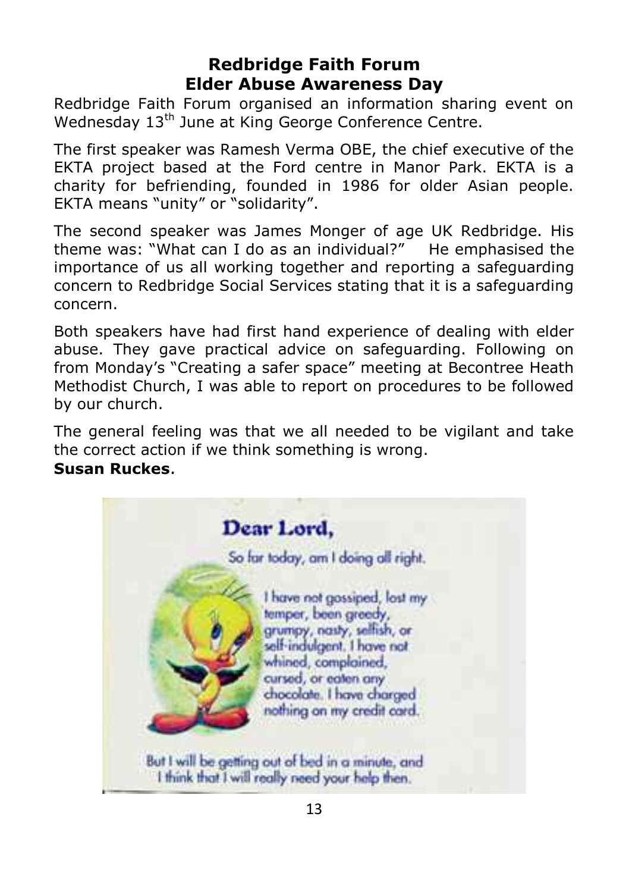## Redbridge Faith Forum
## Elder Abuse Awareness Day

Redbridge Faith Forum organised an information sharing event on Wednesday 13th June at King George Conference Centre.

The first speaker was Ramesh Verma OBE, the chief executive of the EKTA project based at the Ford centre in Manor Park. EKTA is a charity for befriending, founded in 1986 for older Asian people. EKTA means "unity" or "solidarity".

The second speaker was James Monger of age UK Redbridge. His theme was: "What can I do as an individual?" He emphasised the importance of us all working together and reporting a safeguarding concern to Redbridge Social Services stating that it is a safeguarding concern.

Both speakers have had first hand experience of dealing with elder abuse. They gave practical advice on safeguarding. Following on from Monday's "Creating a safer space" meeting at Becontree Heath Methodist Church, I was able to report on procedures to be followed by our church.

The general feeling was that we all needed to be vigilant and take the correct action if we think something is wrong.

**Susan Ruckes**.

**Dear Lord,**

So far today, am I doing all right.

I have not gossiped, lost my temper, been greedy, grumpy, nasty, selfish, or self-indulgent. I have not whined, complained, cursed, or eaten any chocolate. I have charged nothing on my credit card.

But I will be getting out of bed in a minute, and I think that I will really need your help then.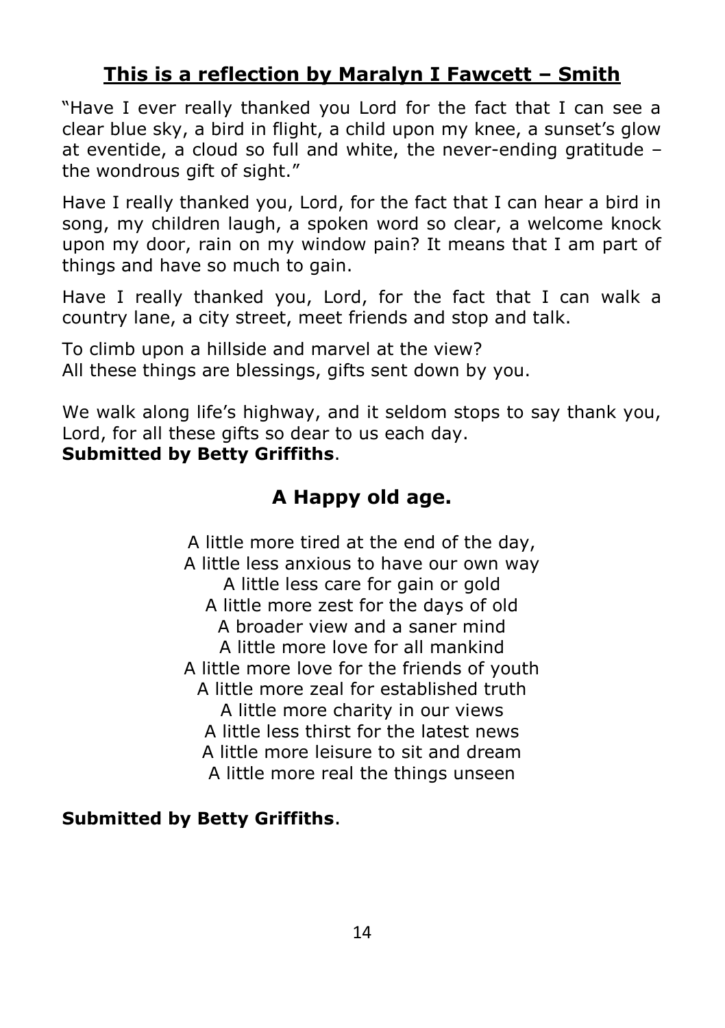## This is a reflection by Maralyn I Fawcett – Smith

"Have I ever really thanked you Lord for the fact that I can see a clear blue sky, a bird in flight, a child upon my knee, a sunset's glow at eventide, a cloud so full and white, the never-ending gratitude – the wondrous gift of sight."

Have I really thanked you, Lord, for the fact that I can hear a bird in song, my children laugh, a spoken word so clear, a welcome knock upon my door, rain on my window pain? It means that I am part of things and have so much to gain.

Have I really thanked you, Lord, for the fact that I can walk a country lane, a city street, meet friends and stop and talk.

To climb upon a hillside and marvel at the view?
All these things are blessings, gifts sent down by you.

We walk along life's highway, and it seldom stops to say thank you, Lord, for all these gifts so dear to us each day.
**Submitted by Betty Griffiths**.

## A Happy old age.

A little more tired at the end of the day,
A little less anxious to have our own way
A little less care for gain or gold
A little more zest for the days of old
A broader view and a saner mind
A little more love for all mankind
A little more love for the friends of youth
A little more zeal for established truth
A little more charity in our views
A little less thirst for the latest news
A little more leisure to sit and dream
A little more real the things unseen

**Submitted by Betty Griffiths**.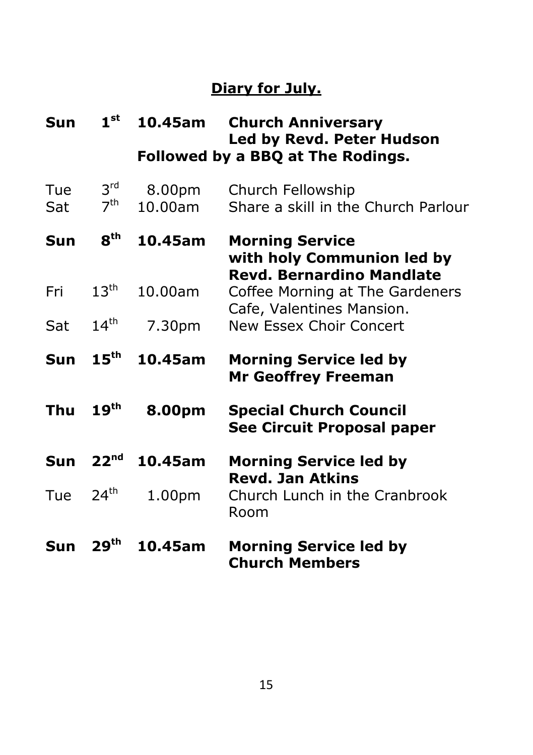## Diary for July.

| | | | |
|---|---|---|---|
| **Sun** | **1st** | **10.45am** | **Church Anniversary Led by Revd. Peter Hudson** |
| | | | **Followed by a BBQ at The Rodings.** |
| Tue | 3rd | 8.00pm | Church Fellowship |
| Sat | 7th | 10.00am | Share a skill in the Church Parlour |
| **Sun** | **8th** | **10.45am** | **Morning Service with holy Communion led by Revd. Bernardino Mandlate** |
| Fri | 13th | 10.00am | Coffee Morning at The Gardeners Cafe, Valentines Mansion. |
| Sat | 14th | 7.30pm | New Essex Choir Concert |
| **Sun** | **15th** | **10.45am** | **Morning Service led by Mr Geoffrey Freeman** |
| **Thu** | **19th** | **8.00pm** | **Special Church Council See Circuit Proposal paper** |
| **Sun** | **22nd** | **10.45am** | **Morning Service led by Revd. Jan Atkins** |
| Tue | 24th | 1.00pm | Church Lunch in the Cranbrook Room |
| **Sun** | **29th** | **10.45am** | **Morning Service led by Church Members** |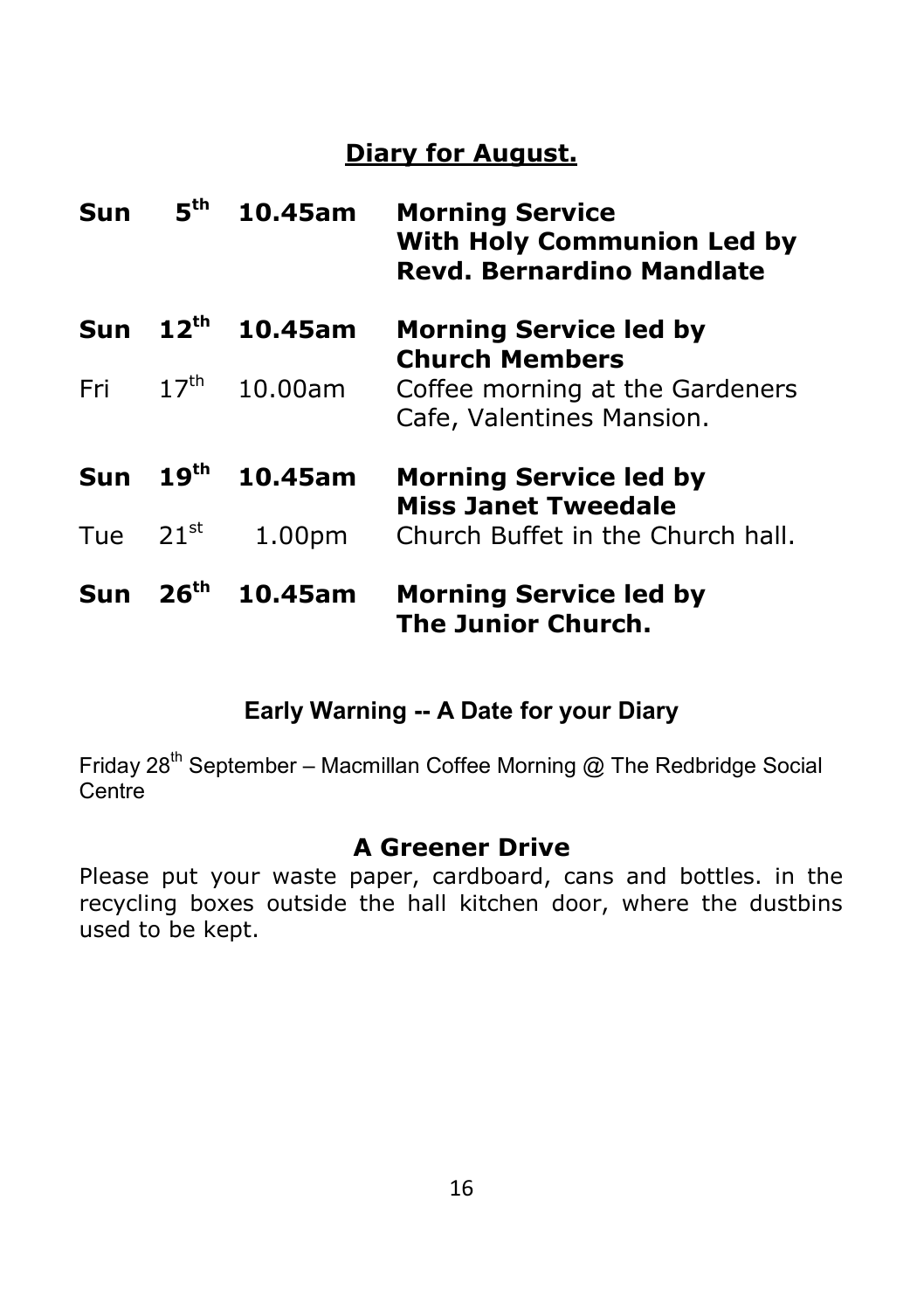## Diary for August.

| | | | |
|---|---|---|---|
| **Sun** | **5th** | **10.45am** | **Morning Service With Holy Communion Led by Revd. Bernardino Mandlate** |
| **Sun** | **12th** | **10.45am** | **Morning Service led by Church Members** |
| Fri | 17th | 10.00am | Coffee morning at the Gardeners Cafe, Valentines Mansion. |
| **Sun** | **19th** | **10.45am** | **Morning Service led by Miss Janet Tweedale** |
| Tue | 21st | 1.00pm | Church Buffet in the Church hall. |
| **Sun** | **26th** | **10.45am** | **Morning Service led by The Junior Church.** |

### Early Warning -- A Date for your Diary

Friday 28th September – Macmillan Coffee Morning @ The Redbridge Social Centre

### A Greener Drive

Please put your waste paper, cardboard, cans and bottles. in the recycling boxes outside the hall kitchen door, where the dustbins used to be kept.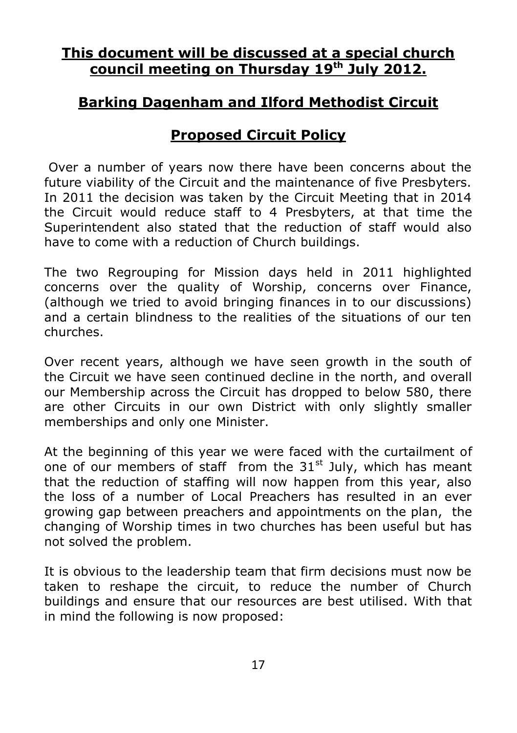## **This document will be discussed at a special church council meeting on Thursday 19th July 2012.**

## **Barking Dagenham and Ilford Methodist Circuit**

## **Proposed Circuit Policy**

Over a number of years now there have been concerns about the future viability of the Circuit and the maintenance of five Presbyters. In 2011 the decision was taken by the Circuit Meeting that in 2014 the Circuit would reduce staff to 4 Presbyters, at that time the Superintendent also stated that the reduction of staff would also have to come with a reduction of Church buildings.

The two Regrouping for Mission days held in 2011 highlighted concerns over the quality of Worship, concerns over Finance, (although we tried to avoid bringing finances in to our discussions) and a certain blindness to the realities of the situations of our ten churches.

Over recent years, although we have seen growth in the south of the Circuit we have seen continued decline in the north, and overall our Membership across the Circuit has dropped to below 580, there are other Circuits in our own District with only slightly smaller memberships and only one Minister.

At the beginning of this year we were faced with the curtailment of one of our members of staff from the 31st July, which has meant that the reduction of staffing will now happen from this year, also the loss of a number of Local Preachers has resulted in an ever growing gap between preachers and appointments on the plan, the changing of Worship times in two churches has been useful but has not solved the problem.

It is obvious to the leadership team that firm decisions must now be taken to reshape the circuit, to reduce the number of Church buildings and ensure that our resources are best utilised. With that in mind the following is now proposed: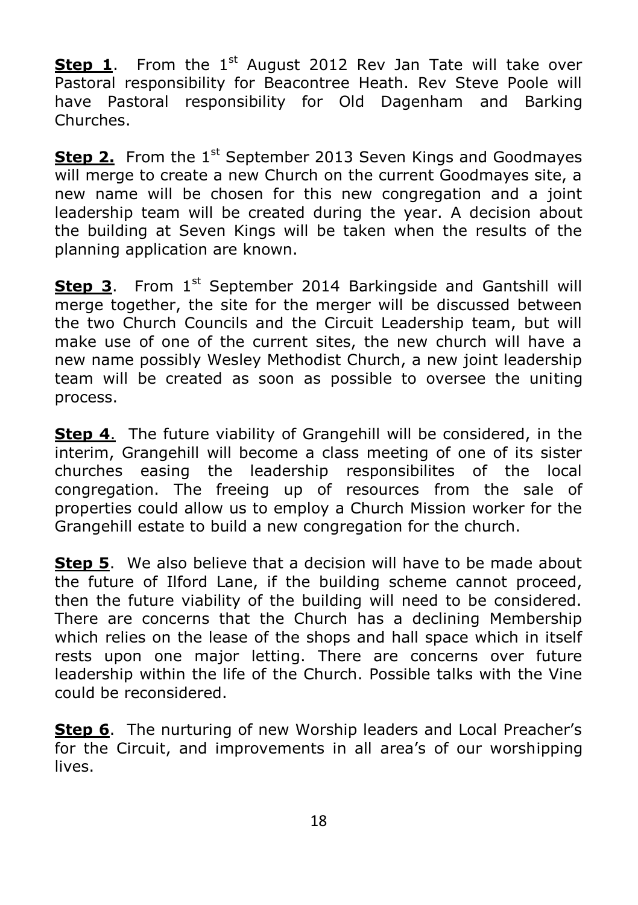**Step 1**. From the 1st August 2012 Rev Jan Tate will take over Pastoral responsibility for Beacontree Heath. Rev Steve Poole will have Pastoral responsibility for Old Dagenham and Barking Churches.

**Step 2.** From the 1st September 2013 Seven Kings and Goodmayes will merge to create a new Church on the current Goodmayes site, a new name will be chosen for this new congregation and a joint leadership team will be created during the year. A decision about the building at Seven Kings will be taken when the results of the planning application are known.

**Step 3**. From 1st September 2014 Barkingside and Gantshill will merge together, the site for the merger will be discussed between the two Church Councils and the Circuit Leadership team, but will make use of one of the current sites, the new church will have a new name possibly Wesley Methodist Church, a new joint leadership team will be created as soon as possible to oversee the uniting process.

**Step 4**. The future viability of Grangehill will be considered, in the interim, Grangehill will become a class meeting of one of its sister churches easing the leadership responsibilites of the local congregation. The freeing up of resources from the sale of properties could allow us to employ a Church Mission worker for the Grangehill estate to build a new congregation for the church.

**Step 5**. We also believe that a decision will have to be made about the future of Ilford Lane, if the building scheme cannot proceed, then the future viability of the building will need to be considered. There are concerns that the Church has a declining Membership which relies on the lease of the shops and hall space which in itself rests upon one major letting. There are concerns over future leadership within the life of the Church. Possible talks with the Vine could be reconsidered.

**Step 6**. The nurturing of new Worship leaders and Local Preacher's for the Circuit, and improvements in all area's of our worshipping lives.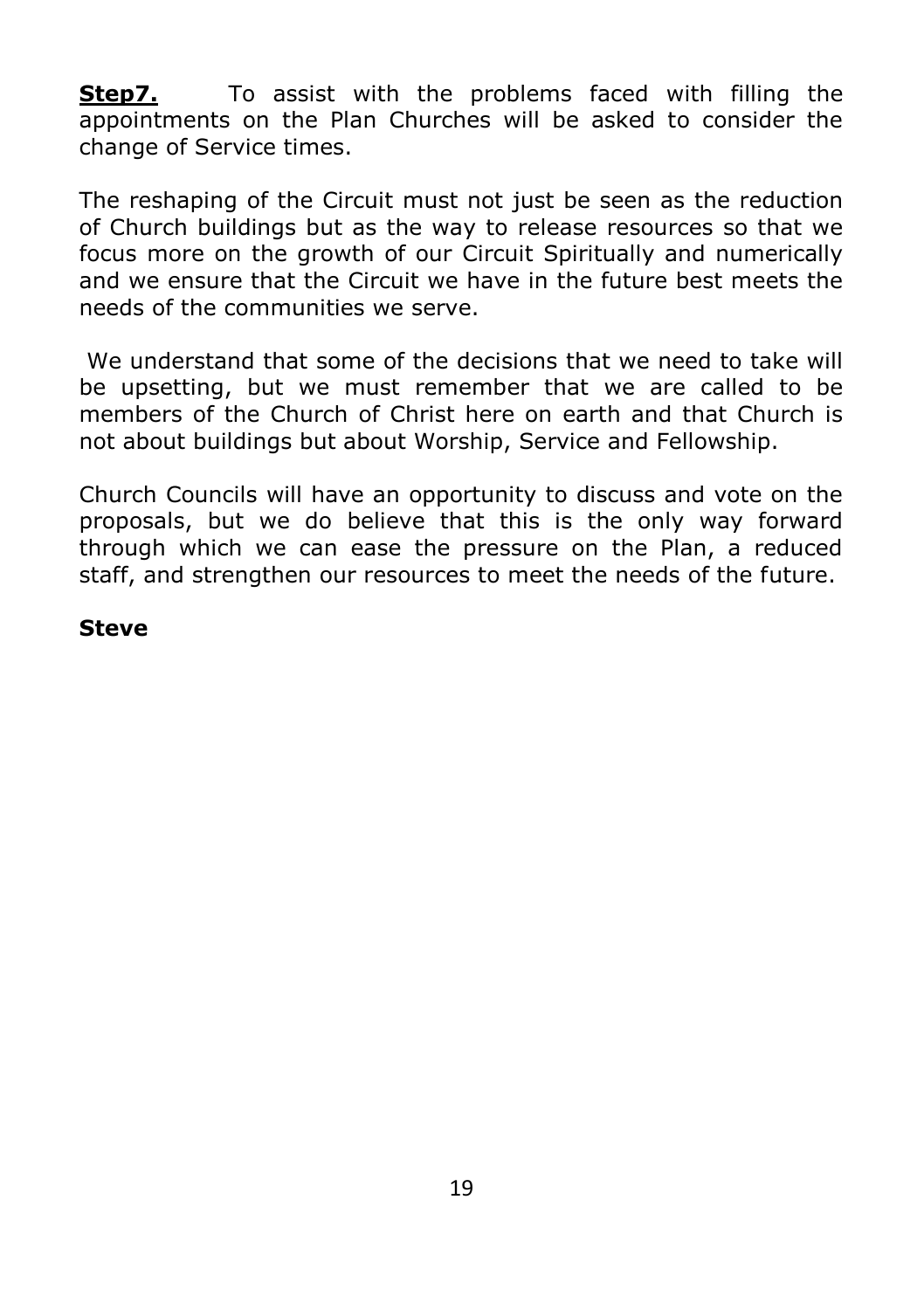**<u>Step7.</u>** To assist with the problems faced with filling the appointments on the Plan Churches will be asked to consider the change of Service times.

The reshaping of the Circuit must not just be seen as the reduction of Church buildings but as the way to release resources so that we focus more on the growth of our Circuit Spiritually and numerically and we ensure that the Circuit we have in the future best meets the needs of the communities we serve.

We understand that some of the decisions that we need to take will be upsetting, but we must remember that we are called to be members of the Church of Christ here on earth and that Church is not about buildings but about Worship, Service and Fellowship.

Church Councils will have an opportunity to discuss and vote on the proposals, but we do believe that this is the only way forward through which we can ease the pressure on the Plan, a reduced staff, and strengthen our resources to meet the needs of the future.

**Steve**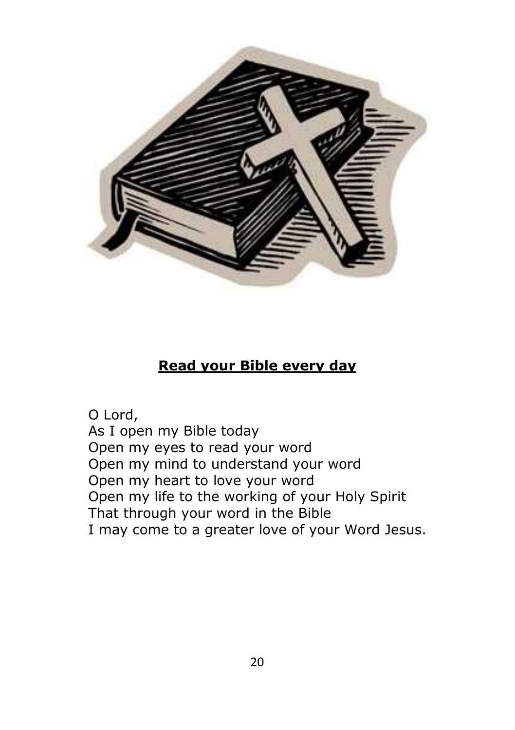**Read your Bible every day**

O Lord,
As I open my Bible today
Open my eyes to read your word
Open my mind to understand your word
Open my heart to love your word
Open my life to the working of your Holy Spirit
That through your word in the Bible
I may come to a greater love of your Word Jesus.